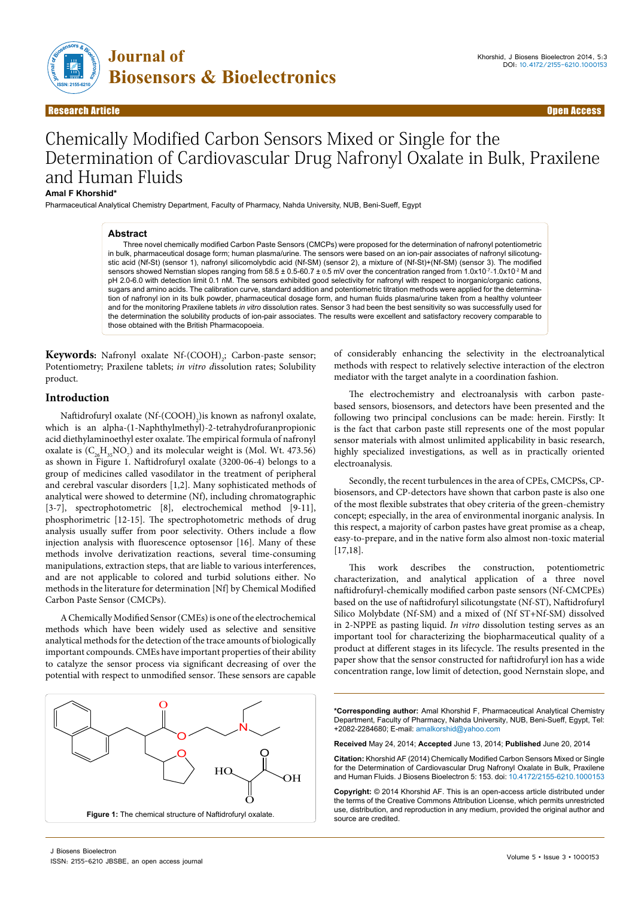Research Article | Open Access

# Chemically Modified Carbon Sensors Mixed or Single for the Determination of Cardiovascular Drug Nafronyl Oxalate in Bulk, Praxilene and Human Fluids

**Amal F Khorshid***

Pharmaceutical Analytical Chemistry Department, Faculty of Pharmacy, Nahda University, NUB, Beni-Sueff, Egypt

## Abstract

Three novel chemically modified Carbon Paste Sensors (CMCPs) were proposed for the determination of nafronyl potentiometric in bulk, pharmaceutical dosage form; human plasma/urine. The sensors were based on an ion-pair associates of nafronyl silicotungstic acid (Nf-St) (sensor 1), nafronyl silicomolybdic acid (Nf-SM) (sensor 2), a mixture of (Nf-St)+(Nf-SM) (sensor 3). The modified sensors showed Nernstian slopes ranging from 58.5 ± 0.5-60.7 ± 0.5 mV over the concentration ranged from $1.0 \times 10^{-7}$-$1.0 \times 10^{-2}$ M and pH 2.0-6.0 with detection limit 0.1 nM. The sensors exhibited good selectivity for nafronyl with respect to inorganic/organic cations, sugars and amino acids. The calibration curve, standard addition and potentiometric titration methods were applied for the determination of nafronyl ion in its bulk powder, pharmaceutical dosage form, and human fluids plasma/urine taken from a healthy volunteer and for the monitoring Praxilene tablets *in vitro* dissolution rates. Sensor 3 had been the best sensitivity so was successfully used for the determination the solubility products of ion-pair associates. The results were excellent and satisfactory recovery comparable to those obtained with the British Pharmacopoeia.

**Keywords:** Nafronyl oxalate Nf-$(COOH)_2$; Carbon-paste sensor; Potentiometry; Praxilene tablets; *in vitro d*issolution rates; Solubility product.

## Introduction

Naftidrofuryl oxalate (Nf-$(COOH)_2$)is known as nafronyl oxalate, which is an alpha-(1-Naphthylmethyl)-2-tetrahydrofuranpropionic acid diethylaminoethyl ester oxalate. The empirical formula of nafronyl oxalate is ($C_{26}H_{35}NO_7$) and its molecular weight is (Mol. Wt. 473.56) as shown in Figure 1. Naftidrofuryl oxalate (3200-06-4) belongs to a group of medicines called vasodilator in the treatment of peripheral and cerebral vascular disorders [1,2]. Many sophisticated methods of analytical were showed to determine (Nf), including chromatographic [3-7], spectrophotometric [8], electrochemical method [9-11], phosphorimetric [12-15]. The spectrophotometric methods of drug analysis usually suffer from poor selectivity. Others include a flow injection analysis with fluorescence optosensor [16]. Many of these methods involve derivatization reactions, several time-consuming manipulations, extraction steps, that are liable to various interferences, and are not applicable to colored and turbid solutions either. No methods in the literature for determination [Nf] by Chemical Modified Carbon Paste Sensor (CMCPs).

A Chemically Modified Sensor (CMEs) is one of the electrochemical methods which have been widely used as selective and sensitive analytical methods for the detection of the trace amounts of biologically important compounds. CMEs have important properties of their ability to catalyze the sensor process via significant decreasing of over the potential with respect to unmodified sensor. These sensors are capable of considerably enhancing the selectivity in the electroanalytical methods with respect to relatively selective interaction of the electron mediator with the target analyte in a coordination fashion.

The electrochemistry and electroanalysis with carbon paste-based sensors, biosensors, and detectors have been presented and the following two principal conclusions can be made: herein. Firstly: It is the fact that carbon paste still represents one of the most popular sensor materials with almost unlimited applicability in basic research, highly specialized investigations, as well as in practically oriented electroanalysis.

Secondly, the recent turbulences in the area of CPEs, CMCPSs, CP-biosensors, and CP-detectors have shown that carbon paste is also one of the most flexible substrates that obey criteria of the green-chemistry concept; especially, in the area of environmental inorganic analysis. In this respect, a majority of carbon pastes have great promise as a cheap, easy-to-prepare, and in the native form also almost non-toxic material [17,18].

This work describes the construction, potentiometric characterization, and analytical application of a three novel naftidrofuryl-chemically modified carbon paste sensors (Nf-CMCPEs) based on the use of naftidrofuryl silicotungstate (Nf-ST), Naftidrofuryl Silico Molybdate (Nf-SM) and a mixed of (Nf ST+Nf-SM) dissolved in 2-NPPE as pasting liquid. *In vitro* dissolution testing serves as an important tool for characterizing the biopharmaceutical quality of a product at different stages in its lifecycle. The results presented in the paper show that the sensor constructed for naftidrofuryl ion has a wide concentration range, low limit of detection, good Nernstain slope, and

Figure 1: The chemical structure of Naftidrofuryl oxalate.

***Corresponding author:** Amal Khorshid F, Pharmaceutical Analytical Chemistry Department, Faculty of Pharmacy, Nahda University, NUB, Beni-Sueff, Egypt, Tel: +2082-2284680; E-mail: amalkorshid@yahoo.com

**Received** May 24, 2014; **Accepted** June 13, 2014; **Published** June 20, 2014

**Citation:** Khorshid AF (2014) Chemically Modified Carbon Sensors Mixed or Single for the Determination of Cardiovascular Drug Nafronyl Oxalate in Bulk, Praxilene and Human Fluids. J Biosens Bioelectron 5: 153. doi: 10.4172/2155-6210.1000153

**Copyright:** © 2014 Khorshid AF. This is an open-access article distributed under the terms of the Creative Commons Attribution License, which permits unrestricted use, distribution, and reproduction in any medium, provided the original author and source are credited.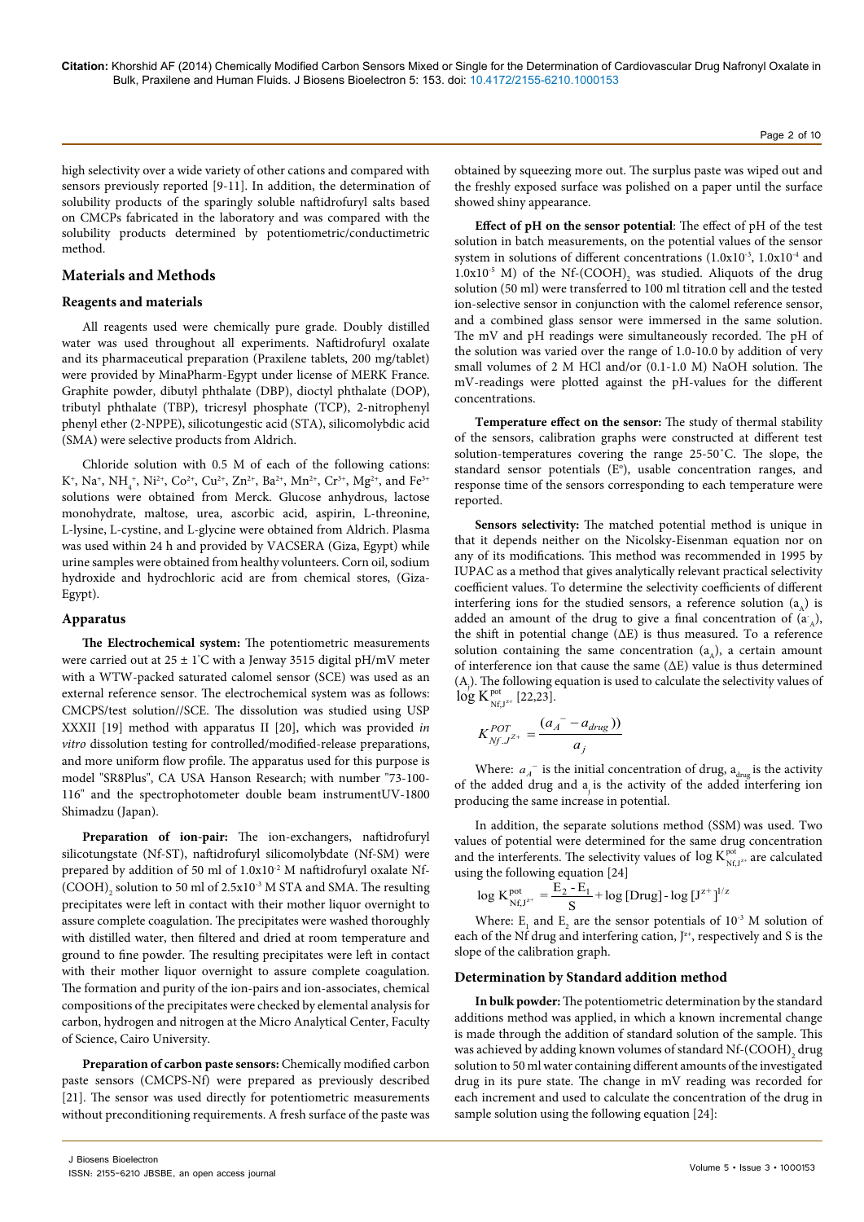high selectivity over a wide variety of other cations and compared with sensors previously reported [9-11]. In addition, the determination of solubility products of the sparingly soluble naftidrofuryl salts based on CMCPs fabricated in the laboratory and was compared with the solubility products determined by potentiometric/conductimetric method.

## Materials and Methods

### Reagents and materials

All reagents used were chemically pure grade. Doubly distilled water was used throughout all experiments. Naftidrofuryl oxalate and its pharmaceutical preparation (Praxilene tablets, 200 mg/tablet) were provided by MinaPharm-Egypt under license of MERK France. Graphite powder, dibutyl phthalate (DBP), dioctyl phthalate (DOP), tributyl phthalate (TBP), tricresyl phosphate (TCP), 2-nitrophenyl phenyl ether (2-NPPE), silicotungestic acid (STA), silicomolybdic acid (SMA) were selective products from Aldrich.

Chloride solution with 0.5 M of each of the following cations: $K^+$, $Na^+$, $NH_4^+$, $Ni^{2+}$, $Co^{2+}$, $Cu^{2+}$, $Zn^{2+}$, $Ba^{2+}$, $Mn^{2+}$, $Cr^{3+}$, $Mg^{2+}$, and $Fe^{3+}$ solutions were obtained from Merck. Glucose anhydrous, lactose monohydrate, maltose, urea, ascorbic acid, aspirin, L-threonine, L-lysine, L-cystine, and L-glycine were obtained from Aldrich. Plasma was used within 24 h and provided by VACSERA (Giza, Egypt) while urine samples were obtained from healthy volunteers. Corn oil, sodium hydroxide and hydrochloric acid are from chemical stores, (Giza-Egypt).

### Apparatus

**The Electrochemical system:** The potentiometric measurements were carried out at 25 ± 1°C with a Jenway 3515 digital pH/mV meter with a WTW-packed saturated calomel sensor (SCE) was used as an external reference sensor. The electrochemical system was as follows: CMCPS/test solution//SCE. The dissolution was studied using USP XXXII [19] method with apparatus II [20], which was provided *in vitro* dissolution testing for controlled/modified-release preparations, and more uniform flow profile. The apparatus used for this purpose is model "SR8Plus", CA USA Hanson Research; with number "73-100-116" and the spectrophotometer double beam instrumentUV-1800 Shimadzu (Japan).

**Preparation of ion-pair:** The ion-exchangers, naftidrofuryl silicotungstate (Nf-ST), naftidrofuryl silicomolybdate (Nf-SM) were prepared by addition of 50 ml of $1.0 \times 10^{-2}$ M naftidrofuryl oxalate Nf-$(COOH)_2$ solution to 50 ml of $2.5 \times 10^{-3}$ M STA and SMA. The resulting precipitates were left in contact with their mother liquor overnight to assure complete coagulation. The precipitates were washed thoroughly with distilled water, then filtered and dried at room temperature and ground to fine powder. The resulting precipitates were left in contact with their mother liquor overnight to assure complete coagulation. The formation and purity of the ion-pairs and ion-associates, chemical compositions of the precipitates were checked by elemental analysis for carbon, hydrogen and nitrogen at the Micro Analytical Center, Faculty of Science, Cairo University.

**Preparation of carbon paste sensors:** Chemically modified carbon paste sensors (CMCPS-Nf) were prepared as previously described [21]. The sensor was used directly for potentiometric measurements without preconditioning requirements. A fresh surface of the paste was obtained by squeezing more out. The surplus paste was wiped out and the freshly exposed surface was polished on a paper until the surface showed shiny appearance.

**Effect of pH on the sensor potential**: The effect of pH of the test solution in batch measurements, on the potential values of the sensor system in solutions of different concentrations ($1.0 \times 10^{-3}$, $1.0 \times 10^{-4}$ and $1.0 \times 10^{-5}$ M) of the Nf-$(COOH)_2$ was studied. Aliquots of the drug solution (50 ml) were transferred to 100 ml titration cell and the tested ion-selective sensor in conjunction with the calomel reference sensor, and a combined glass sensor were immersed in the same solution. The mV and pH readings were simultaneously recorded. The pH of the solution was varied over the range of 1.0-10.0 by addition of very small volumes of 2 M HCl and/or (0.1-1.0 M) NaOH solution. The mV-readings were plotted against the pH-values for the different concentrations.

**Temperature effect on the sensor:** The study of thermal stability of the sensors, calibration graphs were constructed at different test solution-temperatures covering the range 25-50°C. The slope, the standard sensor potentials (E°), usable concentration ranges, and response time of the sensors corresponding to each temperature were reported.

**Sensors selectivity:** The matched potential method is unique in that it depends neither on the Nicolsky-Eisenman equation nor on any of its modifications. This method was recommended in 1995 by IUPAC as a method that gives analytically relevant practical selectivity coefficient values. To determine the selectivity coefficients of different interfering ions for the studied sensors, a reference solution ($a_A$) is added an amount of the drug to give a final concentration of ($a^-_A$), the shift in potential change (ΔE) is thus measured. To a reference solution containing the same concentration ($a_A$), a certain amount of interference ion that cause the same (ΔE) value is thus determined ($A_j$). The following equation is used to calculate the selectivity values of $\log K^{pot}_{Nf,J^{z+}}$ [22,23].

$$K^{POT}_{Nf,J^{Z+}} = \frac{(a_A^- - a_{drug}))}{a_j}$$

Where: $a_A^-$ is the initial concentration of drug, $a_{drug}$ is the activity of the added drug and $a_j$ is the activity of the added interfering ion producing the same increase in potential.

In addition, the separate solutions method (SSM) was used. Two values of potential were determined for the same drug concentration and the interferents. The selectivity values of $\log K^{pot}_{Nf,J^{z+}}$ are calculated using the following equation [24]

$$\log K^{pot}_{Nf,J^{z+}} = \frac{E_2 - E_1}{S} + \log[Drug] - \log[J^{z+}]^{1/z}$$

Where: $E_1$ and $E_2$ are the sensor potentials of $10^{-3}$ M solution of each of the Nf drug and interfering cation, $J^{z+}$, respectively and S is the slope of the calibration graph.

### Determination by Standard addition method

**In bulk powder:** The potentiometric determination by the standard additions method was applied, in which a known incremental change is made through the addition of standard solution of the sample. This was achieved by adding known volumes of standard Nf-$(COOH)_2$ drug solution to 50 ml water containing different amounts of the investigated drug in its pure state. The change in mV reading was recorded for each increment and used to calculate the concentration of the drug in sample solution using the following equation [24]: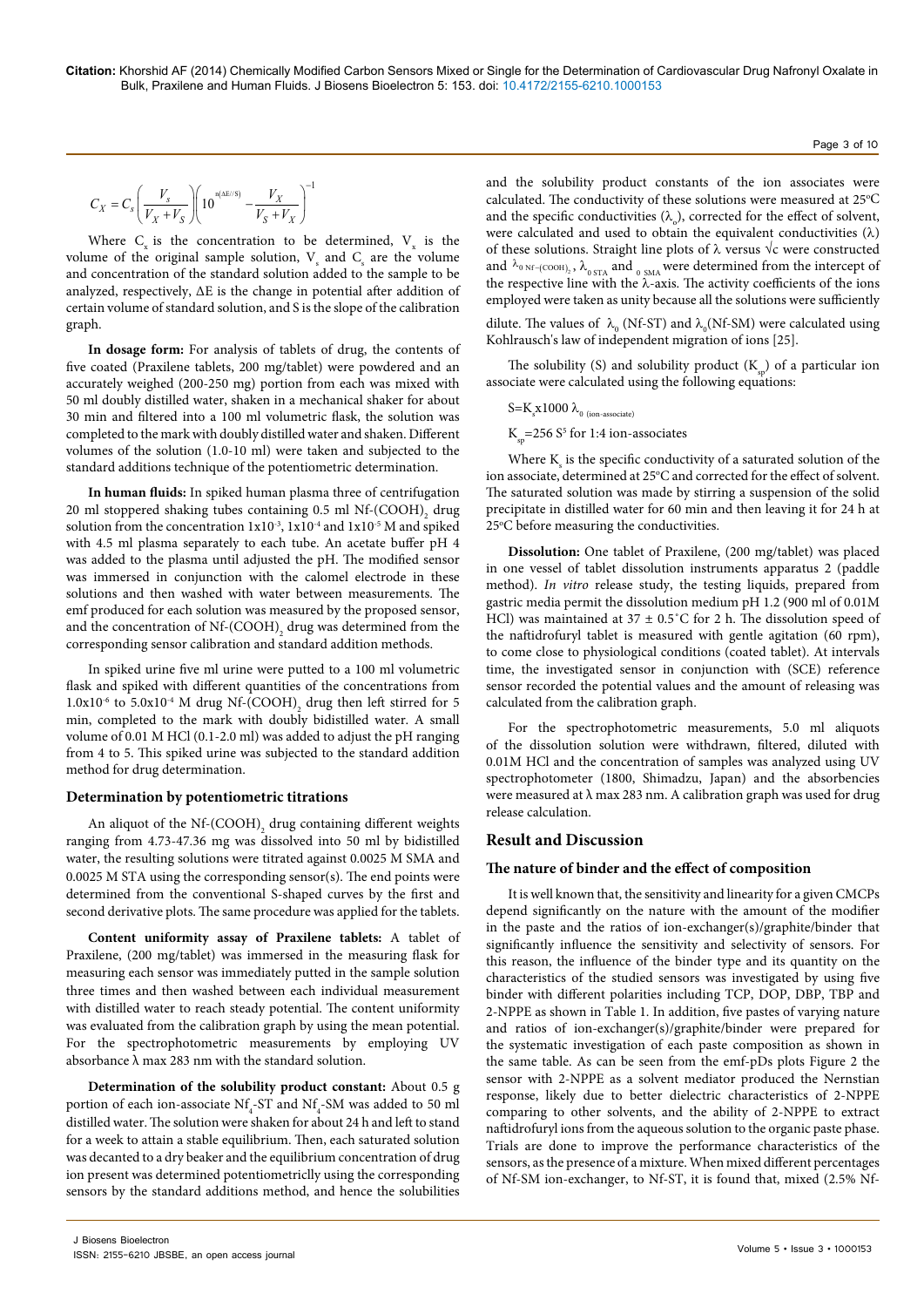$$C_X = C_s\left(\frac{V_s}{V_X+V_S}\right)\left(10^{n(\Delta E/S)} - \frac{V_X}{V_S+V_X}\right)^{-1}$$

Where $C_x$ is the concentration to be determined, $V_x$ is the volume of the original sample solution, $V_s$ and $C_s$ are the volume and concentration of the standard solution added to the sample to be analyzed, respectively, ΔE is the change in potential after addition of certain volume of standard solution, and S is the slope of the calibration graph.

**In dosage form:** For analysis of tablets of drug, the contents of five coated (Praxilene tablets, 200 mg/tablet) were powdered and an accurately weighed (200-250 mg) portion from each was mixed with 50 ml doubly distilled water, shaken in a mechanical shaker for about 30 min and filtered into a 100 ml volumetric flask, the solution was completed to the mark with doubly distilled water and shaken. Different volumes of the solution (1.0-10 ml) were taken and subjected to the standard additions technique of the potentiometric determination.

**In human fluids:** In spiked human plasma three of centrifugation 20 ml stoppered shaking tubes containing 0.5 ml Nf-$(COOH)_2$ drug solution from the concentration $1x10^{-3}$, $1x10^{-4}$ and $1x10^{-5}$ M and spiked with 4.5 ml plasma separately to each tube. An acetate buffer pH 4 was added to the plasma until adjusted the pH. The modified sensor was immersed in conjunction with the calomel electrode in these solutions and then washed with water between measurements. The emf produced for each solution was measured by the proposed sensor, and the concentration of Nf-$(COOH)_2$ drug was determined from the corresponding sensor calibration and standard addition methods.

In spiked urine five ml urine were putted to a 100 ml volumetric flask and spiked with different quantities of the concentrations from $1.0x10^{-6}$ to $5.0x10^{-4}$ M drug Nf-$(COOH)_2$ drug then left stirred for 5 min, completed to the mark with doubly bidistilled water. A small volume of 0.01 M HCl (0.1-2.0 ml) was added to adjust the pH ranging from 4 to 5. This spiked urine was subjected to the standard addition method for drug determination.

### Determination by potentiometric titrations

An aliquot of the Nf-$(COOH)_2$ drug containing different weights ranging from 4.73-47.36 mg was dissolved into 50 ml by bidistilled water, the resulting solutions were titrated against 0.0025 M SMA and 0.0025 M STA using the corresponding sensor(s). The end points were determined from the conventional S-shaped curves by the first and second derivative plots. The same procedure was applied for the tablets.

**Content uniformity assay of Praxilene tablets:** A tablet of Praxilene, (200 mg/tablet) was immersed in the measuring flask for measuring each sensor was immediately putted in the sample solution three times and then washed between each individual measurement with distilled water to reach steady potential. The content uniformity was evaluated from the calibration graph by using the mean potential. For the spectrophotometric measurements by employing UV absorbance λ max 283 nm with the standard solution.

**Determination of the solubility product constant:** About 0.5 g portion of each ion-associate $Nf_4$-ST and $Nf_4$-SM was added to 50 ml distilled water. The solution were shaken for about 24 h and left to stand for a week to attain a stable equilibrium. Then, each saturated solution was decanted to a dry beaker and the equilibrium concentration of drug ion present was determined potentiometricly using the corresponding sensors by the standard additions method, and hence the solubilities and the solubility product constants of the ion associates were calculated. The conductivity of these solutions were measured at 25°C and the specific conductivities ($\lambda_o$), corrected for the effect of solvent, were calculated and used to obtain the equivalent conductivities (λ) of these solutions. Straight line plots of λ versus √c were constructed and $\lambda_{0\,Nf-(COOH)_2}$, $\lambda_{0\,STA}$ and $_{0\,SMA}$ were determined from the intercept of the respective line with the λ-axis. The activity coefficients of the ions employed were taken as unity because all the solutions were sufficiently dilute. The values of $\lambda_0$ (Nf-ST) and $\lambda_0$(Nf-SM) were calculated using Kohlrausch's law of independent migration of ions [25].

The solubility (S) and solubility product ($K_{sp}$) of a particular ion associate were calculated using the following equations:

$S=K_s x1000\ \lambda_{0\ (ion\text{-}associate)}$

$K_{sp}=256\ S^5$ for 1:4 ion-associates

Where $K_s$ is the specific conductivity of a saturated solution of the ion associate, determined at 25°C and corrected for the effect of solvent. The saturated solution was made by stirring a suspension of the solid precipitate in distilled water for 60 min and then leaving it for 24 h at 25°C before measuring the conductivities.

**Dissolution:** One tablet of Praxilene, (200 mg/tablet) was placed in one vessel of tablet dissolution instruments apparatus 2 (paddle method). *In vitro* release study, the testing liquids, prepared from gastric media permit the dissolution medium pH 1.2 (900 ml of 0.01M HCl) was maintained at 37 ± 0.5°C for 2 h. The dissolution speed of the naftidrofuryl tablet is measured with gentle agitation (60 rpm), to come close to physiological conditions (coated tablet). At intervals time, the investigated sensor in conjunction with (SCE) reference sensor recorded the potential values and the amount of releasing was calculated from the calibration graph.

For the spectrophotometric measurements, 5.0 ml aliquots of the dissolution solution were withdrawn, filtered, diluted with 0.01M HCl and the concentration of samples was analyzed using UV spectrophotometer (1800, Shimadzu, Japan) and the absorbencies were measured at λ max 283 nm. A calibration graph was used for drug release calculation.

## Result and Discussion

### The nature of binder and the effect of composition

It is well known that, the sensitivity and linearity for a given CMCPs depend significantly on the nature with the amount of the modifier in the paste and the ratios of ion-exchanger(s)/graphite/binder that significantly influence the sensitivity and selectivity of sensors. For this reason, the influence of the binder type and its quantity on the characteristics of the studied sensors was investigated by using five binder with different polarities including TCP, DOP, DBP, TBP and 2-NPPE as shown in Table 1. In addition, five pastes of varying nature and ratios of ion-exchanger(s)/graphite/binder were prepared for the systematic investigation of each paste composition as shown in the same table. As can be seen from the emf-pDs plots Figure 2 the sensor with 2-NPPE as a solvent mediator produced the Nernstian response, likely due to better dielectric characteristics of 2-NPPE comparing to other solvents, and the ability of 2-NPPE to extract naftidrofuryl ions from the aqueous solution to the organic paste phase. Trials are done to improve the performance characteristics of the sensors, as the presence of a mixture. When mixed different percentages of Nf-SM ion-exchanger, to Nf-ST, it is found that, mixed (2.5% Nf-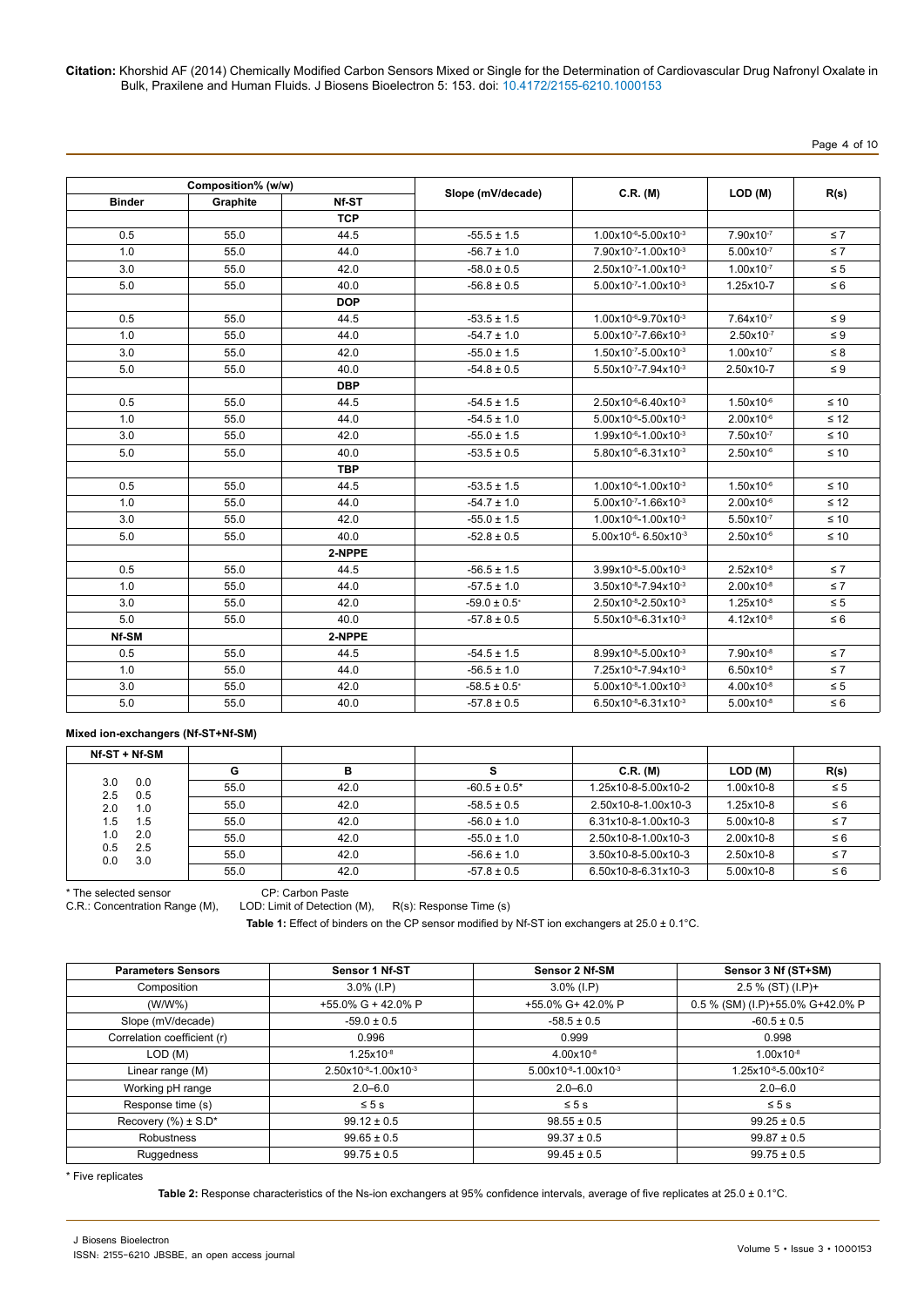**Citation:** Khorshid AF (2014) Chemically Modified Carbon Sensors Mixed or Single for the Determination of Cardiovascular Drug Nafronyl Oxalate in Bulk, Praxilene and Human Fluids. J Biosens Bioelectron 5: 153. doi: 10.4172/2155-6210.1000153

| Composition% (w/w) | | | Slope (mV/decade) | C.R. (M) | LOD (M) | R(s) |
|---|---|---|---|---|---|---|
| Binder | Graphite | Nf-ST | | | | |
| | | TCP | | | | |
| 0.5 | 55.0 | 44.5 | -55.5 ± 1.5 | $1.00\times10^{-6}$-$5.00\times10^{-3}$ | $7.90\times10^{-7}$ | ≤ 7 |
| 1.0 | 55.0 | 44.0 | -56.7 ± 1.0 | $7.90\times10^{-7}$-$1.00\times10^{-3}$ | $5.00\times10^{-7}$ | ≤ 7 |
| 3.0 | 55.0 | 42.0 | -58.0 ± 0.5 | $2.50\times10^{-7}$-$1.00\times10^{-3}$ | $1.00\times10^{-7}$ | ≤ 5 |
| 5.0 | 55.0 | 40.0 | -56.8 ± 0.5 | $5.00\times10^{-7}$-$1.00\times10^{-3}$ | 1.25x10-7 | ≤ 6 |
| | | DOP | | | | |
| 0.5 | 55.0 | 44.5 | -53.5 ± 1.5 | $1.00\times10^{-6}$-$9.70\times10^{-3}$ | $7.64\times10^{-7}$ | ≤ 9 |
| 1.0 | 55.0 | 44.0 | -54.7 ± 1.0 | $5.00\times10^{-7}$-$7.66\times10^{-3}$ | $2.50\times10^{-7}$ | ≤ 9 |
| 3.0 | 55.0 | 42.0 | -55.0 ± 1.5 | $1.50\times10^{-7}$-$5.00\times10^{-3}$ | $1.00\times10^{-7}$ | ≤ 8 |
| 5.0 | 55.0 | 40.0 | -54.8 ± 0.5 | $5.50\times10^{-7}$-$7.94\times10^{-3}$ | 2.50x10-7 | ≤ 9 |
| | | DBP | | | | |
| 0.5 | 55.0 | 44.5 | -54.5 ± 1.5 | $2.50\times10^{-6}$-$6.40\times10^{-3}$ | $1.50\times10^{-6}$ | ≤ 10 |
| 1.0 | 55.0 | 44.0 | -54.5 ± 1.0 | $5.00\times10^{-6}$-$5.00\times10^{-3}$ | $2.00\times10^{-6}$ | ≤ 12 |
| 3.0 | 55.0 | 42.0 | -55.0 ± 1.5 | $1.99\times10^{-6}$-$1.00\times10^{-3}$ | $7.50\times10^{-7}$ | ≤ 10 |
| 5.0 | 55.0 | 40.0 | -53.5 ± 0.5 | $5.80\times10^{-6}$-$6.31\times10^{-3}$ | $2.50\times10^{-6}$ | ≤ 10 |
| | | TBP | | | | |
| 0.5 | 55.0 | 44.5 | -53.5 ± 1.5 | $1.00\times10^{-6}$-$1.00\times10^{-3}$ | $1.50\times10^{-6}$ | ≤ 10 |
| 1.0 | 55.0 | 44.0 | -54.7 ± 1.0 | $5.00\times10^{-7}$-$1.66\times10^{-3}$ | $2.00\times10^{-6}$ | ≤ 12 |
| 3.0 | 55.0 | 42.0 | -55.0 ± 1.5 | $1.00\times10^{-6}$-$1.00\times10^{-3}$ | $5.50\times10^{-7}$ | ≤ 10 |
| 5.0 | 55.0 | 40.0 | -52.8 ± 0.5 | $5.00\times10^{-6}$- $6.50\times10^{-3}$ | $2.50\times10^{-6}$ | ≤ 10 |
| | | 2-NPPE | | | | |
| 0.5 | 55.0 | 44.5 | -56.5 ± 1.5 | $3.99\times10^{-8}$-$5.00\times10^{-3}$ | $2.52\times10^{-8}$ | ≤ 7 |
| 1.0 | 55.0 | 44.0 | -57.5 ± 1.0 | $3.50\times10^{-8}$-$7.94\times10^{-3}$ | $2.00\times10^{-8}$ | ≤ 7 |
| 3.0 | 55.0 | 42.0 | -59.0 ± 0.5* | $2.50\times10^{-8}$-$2.50\times10^{-3}$ | $1.25\times10^{-8}$ | ≤ 5 |
| 5.0 | 55.0 | 40.0 | -57.8 ± 0.5 | $5.50\times10^{-8}$-$6.31\times10^{-3}$ | $4.12\times10^{-8}$ | ≤ 6 |
| Nf-SM | | 2-NPPE | | | | |
| 0.5 | 55.0 | 44.5 | -54.5 ± 1.5 | $8.99\times10^{-8}$-$5.00\times10^{-3}$ | $7.90\times10^{-8}$ | ≤ 7 |
| 1.0 | 55.0 | 44.0 | -56.5 ± 1.0 | $7.25\times10^{-8}$-$7.94\times10^{-3}$ | $6.50\times10^{-8}$ | ≤ 7 |
| 3.0 | 55.0 | 42.0 | -58.5 ± 0.5* | $5.00\times10^{-8}$-$1.00\times10^{-3}$ | $4.00\times10^{-8}$ | ≤ 5 |
| 5.0 | 55.0 | 40.0 | -57.8 ± 0.5 | $6.50\times10^{-8}$-$6.31\times10^{-3}$ | $5.00\times10^{-8}$ | ≤ 6 |

**Mixed ion-exchangers (Nf-ST+Nf-SM)**

| Nf-ST + Nf-SM | | G | B | S | C.R. (M) | LOD (M) | R(s) |
|---|---|---|---|---|---|---|---|
| 3.0 | 0.0 | 55.0 | 42.0 | -60.5 ± 0.5* | 1.25x10-8-5.00x10-2 | 1.00x10-8 | ≤ 5 |
| 2.5 | 0.5 | 55.0 | 42.0 | -58.5 ± 0.5 | 2.50x10-8-1.00x10-3 | 1.25x10-8 | ≤ 6 |
| 2.0 | 1.0 | 55.0 | 42.0 | -56.0 ± 1.0 | 6.31x10-8-1.00x10-3 | 5.00x10-8 | ≤ 7 |
| 1.5 | 1.5 | 55.0 | 42.0 | -55.0 ± 1.0 | 2.50x10-8-1.00x10-3 | 2.00x10-8 | ≤ 6 |
| 1.0 | 2.0 | 55.0 | 42.0 | -56.6 ± 1.0 | 3.50x10-8-5.00x10-3 | 2.50x10-8 | ≤ 7 |
| 0.5 | 2.5 | 55.0 | 42.0 | -57.8 ± 0.5 | 6.50x10-8-6.31x10-3 | 5.00x10-8 | ≤ 6 |
| 0.0 | 3.0 | | | | | | |

\* The selected sensor CP: Carbon Paste
C.R.: Concentration Range (M), LOD: Limit of Detection (M), R(s): Response Time (s)

**Table 1:** Effect of binders on the CP sensor modified by Nf-ST ion exchangers at 25.0 ± 0.1°C.

| Parameters Sensors | Sensor 1 Nf-ST | Sensor 2 Nf-SM | Sensor 3 Nf (ST+SM) |
|---|---|---|---|
| Composition | 3.0% (I.P) | 3.0% (I.P) | 2.5 % (ST) (I.P)+ |
| (W/W%) | +55.0% G + 42.0% P | +55.0% G+ 42.0% P | 0.5 % (SM) (I.P)+55.0% G+42.0% P |
| Slope (mV/decade) | -59.0 ± 0.5 | -58.5 ± 0.5 | -60.5 ± 0.5 |
| Correlation coefficient (r) | 0.996 | 0.999 | 0.998 |
| LOD (M) | $1.25\times10^{-8}$ | $4.00\times10^{-8}$ | $1.00\times10^{-8}$ |
| Linear range (M) | $2.50\times10^{-8}$-$1.00\times10^{-3}$ | $5.00\times10^{-8}$-$1.00\times10^{-3}$ | $1.25\times10^{-8}$-$5.00\times10^{-2}$ |
| Working pH range | 2.0–6.0 | 2.0–6.0 | 2.0–6.0 |
| Response time (s) | ≤ 5 s | ≤ 5 s | ≤ 5 s |
| Recovery (%) ± S.D* | 99.12 ± 0.5 | 98.55 ± 0.5 | 99.25 ± 0.5 |
| Robustness | 99.65 ± 0.5 | 99.37 ± 0.5 | 99.87 ± 0.5 |
| Ruggedness | 99.75 ± 0.5 | 99.45 ± 0.5 | 99.75 ± 0.5 |

\* Five replicates

**Table 2:** Response characteristics of the Ns-ion exchangers at 95% confidence intervals, average of five replicates at 25.0 ± 0.1°C.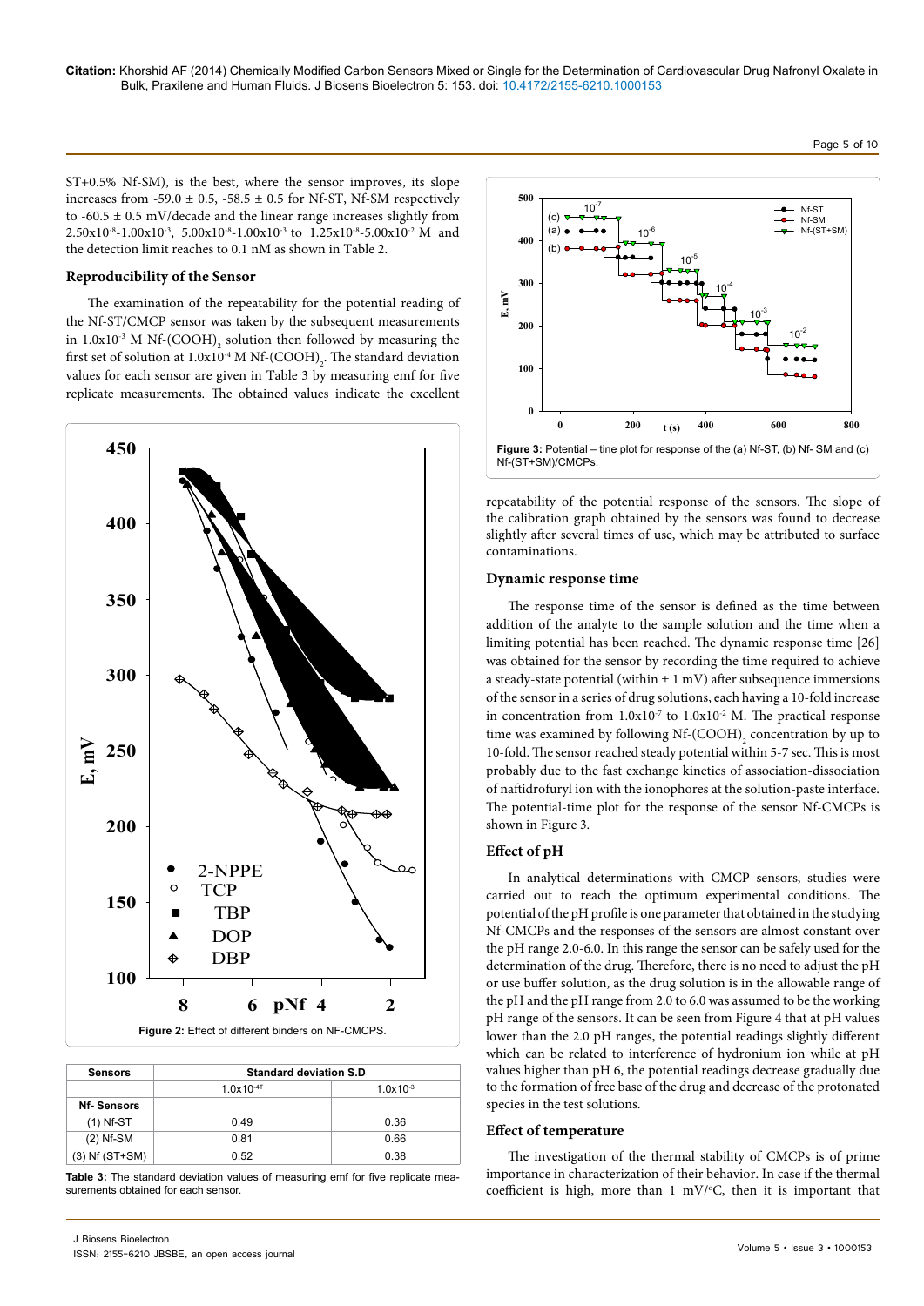ST+0.5% Nf-SM), is the best, where the sensor improves, its slope increases from -59.0 ± 0.5, -58.5 ± 0.5 for Nf-ST, Nf-SM respectively to -60.5 ± 0.5 mV/decade and the linear range increases slightly from $2.50 \times 10^{-8}$-$1.00 \times 10^{-3}$, $5.00 \times 10^{-8}$-$1.00 \times 10^{-3}$ to $1.25 \times 10^{-8}$-$5.00 \times 10^{-2}$ M and the detection limit reaches to 0.1 nM as shown in Table 2.

### Reproducibility of the Sensor

The examination of the repeatability for the potential reading of the Nf-ST/CMCP sensor was taken by the subsequent measurements in $1.0 \times 10^{-3}$ M Nf-$(COOH)_2$ solution then followed by measuring the first set of solution at $1.0 \times 10^{-4}$ M Nf-$(COOH)_2$. The standard deviation values for each sensor are given in Table 3 by measuring emf for five replicate measurements. The obtained values indicate the excellent repeatability of the potential response of the sensors. The slope of the calibration graph obtained by the sensors was found to decrease slightly after several times of use, which may be attributed to surface contaminations.

Figure 2: Effect of different binders on NF-CMCPS.

| Sensors | Standard deviation S.D | |
|---|---|---|
| | $1.0 \times 10^{-4T}$ | $1.0 \times 10^{-3}$ |
| Nf- Sensors | | |
| (1) Nf-ST | 0.49 | 0.36 |
| (2) Nf-SM | 0.81 | 0.66 |
| (3) Nf (ST+SM) | 0.52 | 0.38 |

Table 3: The standard deviation values of measuring emf for five replicate measurements obtained for each sensor.

Figure 3: Potential – tine plot for response of the (a) Nf-ST, (b) Nf- SM and (c) Nf-(ST+SM)/CMCPs.

### Dynamic response time

The response time of the sensor is defined as the time between addition of the analyte to the sample solution and the time when a limiting potential has been reached. The dynamic response time [26] was obtained for the sensor by recording the time required to achieve a steady-state potential (within ± 1 mV) after subsequence immersions of the sensor in a series of drug solutions, each having a 10-fold increase in concentration from $1.0 \times 10^{-7}$ to $1.0 \times 10^{-2}$ M. The practical response time was examined by following Nf-$(COOH)_2$ concentration by up to 10-fold. The sensor reached steady potential within 5-7 sec. This is most probably due to the fast exchange kinetics of association-dissociation of naftidrofuryl ion with the ionophores at the solution-paste interface. The potential-time plot for the response of the sensor Nf-CMCPs is shown in Figure 3.

### Effect of pH

In analytical determinations with CMCP sensors, studies were carried out to reach the optimum experimental conditions. The potential of the pH profile is one parameter that obtained in the studying Nf-CMCPs and the responses of the sensors are almost constant over the pH range 2.0-6.0. In this range the sensor can be safely used for the determination of the drug. Therefore, there is no need to adjust the pH or use buffer solution, as the drug solution is in the allowable range of the pH and the pH range from 2.0 to 6.0 was assumed to be the working pH range of the sensors. It can be seen from Figure 4 that at pH values lower than the 2.0 pH ranges, the potential readings slightly different which can be related to interference of hydronium ion while at pH values higher than pH 6, the potential readings decrease gradually due to the formation of free base of the drug and decrease of the protonated species in the test solutions.

### Effect of temperature

The investigation of the thermal stability of CMCPs is of prime importance in characterization of their behavior. In case if the thermal coefficient is high, more than 1 mV/°C, then it is important that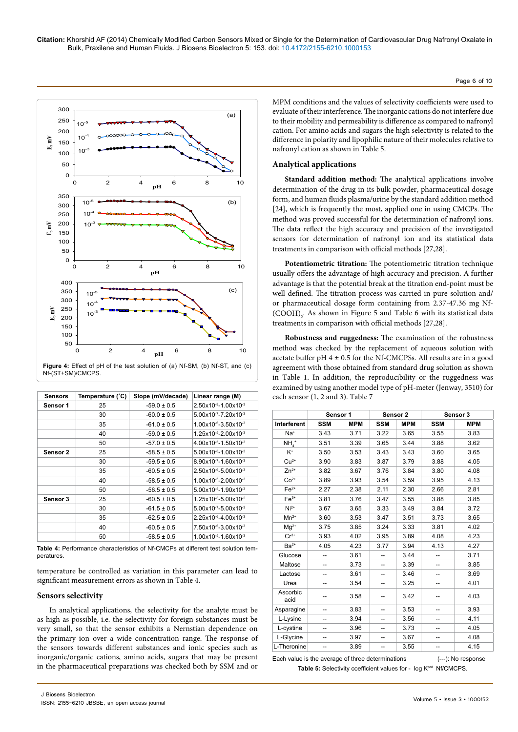Figure 4: Effect of pH of the test solution of (a) Nf-SM, (b) Nf-ST, and (c) Nf-(ST+SM)/CMCPS.

| Sensors | Temperature (°C) | Slope (mV/decade) | Linear range (M) |
|---|---|---|---|
| Sensor 1 | 25 | -59.0 ± 0.5 | $2.50\times10^{-6}$-$1.00\times10^{-3}$ |
| | 30 | -60.0 ± 0.5 | $5.00\times10^{-7}$-$7.20\times10^{-3}$ |
| | 35 | -61.0 ± 0.5 | $1.00\times10^{-6}$-$3.50\times10^{-3}$ |
| | 40 | -59.0 ± 0.5 | $1.25\times10^{-5}$-$2.00\times10^{-3}$ |
| | 50 | -57.0 ± 0.5 | $4.00\times10^{-5}$-$1.50\times10^{-3}$ |
| Sensor 2 | 25 | -58.5 ± 0.5 | $5.00\times10^{-6}$-$1.00\times10^{-3}$ |
| | 30 | -59.5 ± 0.5 | $8.90\times10^{-7}$-$1.60\times10^{-3}$ |
| | 35 | -60.5 ± 0.5 | $2.50\times10^{-6}$-$5.00\times10^{-3}$ |
| | 40 | -58.5 ± 0.5 | $1.00\times10^{-5}$-$2.00\times10^{-3}$ |
| | 50 | -56.5 ± 0.5 | $5.00\times10^{-5}$-$1.90\times10^{-3}$ |
| Sensor 3 | 25 | -60.5 ± 0.5 | $1.25\times10^{-6}$-$5.00\times10^{-2}$ |
| | 30 | -61.5 ± 0.5 | $5.00\times10^{-7}$-$5.00\times10^{-3}$ |
| | 35 | -62.5 ± 0.5 | $2.25\times10^{-6}$-$4.00\times10^{-3}$ |
| | 40 | -60.5 ± 0.5 | $7.50\times10^{-6}$-$3.00\times10^{-3}$ |
| | 50 | -58.5 ± 0.5 | $1.00\times10^{-5}$-$1.60\times10^{-3}$ |

Table 4: Performance characteristics of Nf-CMCPs at different test solution temperatures.

temperature be controlled as variation in this parameter can lead to significant measurement errors as shown in Table 4.

## Sensors selectivity

In analytical applications, the selectivity for the analyte must be as high as possible, i.e. the selectivity for foreign substances must be very small, so that the sensor exhibits a Nernstian dependence on the primary ion over a wide concentration range. The response of the sensors towards different substances and ionic species such as inorganic/organic cations, amino acids, sugars that may be present in the pharmaceutical preparations was checked both by SSM and or MPM conditions and the values of selectivity coefficients were used to evaluate of their interference. The inorganic cations do not interfere due to their mobility and permeability is difference as compared to nafronyl cation. For amino acids and sugars the high selectivity is related to the difference in polarity and lipophilic nature of their molecules relative to nafronyl cation as shown in Table 5.

## Analytical applications

**Standard addition method:** The analytical applications involve determination of the drug in its bulk powder, pharmaceutical dosage form, and human fluids plasma/urine by the standard addition method [24], which is frequently the most, applied one in using CMCPs. The method was proved successful for the determination of nafronyl ions. The data reflect the high accuracy and precision of the investigated sensors for determination of nafronyl ion and its statistical data treatments in comparison with official methods [27,28].

**Potentiometric titration:** The potentiometric titration technique usually offers the advantage of high accuracy and precision. A further advantage is that the potential break at the titration end-point must be well defined. The titration process was carried in pure solution and/or pharmaceutical dosage form containing from 2.37-47.36 mg Nf-$(COOH)_2$. As shown in Figure 5 and Table 6 with its statistical data treatments in comparison with official methods [27,28].

**Robustness and ruggedness:** The examination of the robustness method was checked by the replacement of aqueous solution with acetate buffer pH 4 ± 0.5 for the Nf-CMCPSs. All results are in a good agreement with those obtained from standard drug solution as shown in Table 1. In addition, the reproducibility or the ruggedness was examined by using another model type of pH-meter (Jenway, 3510) for each sensor (1, 2 and 3). Table 7

| | Sensor 1 | | Sensor 2 | | Sensor 3 | |
|---|---|---|---|---|---|---|
| Interferent | SSM | MPM | SSM | MPM | SSM | MPM |
| $Na^+$ | 3.43 | 3.71 | 3.22 | 3.65 | 3.55 | 3.83 |
| $NH_4^+$ | 3.51 | 3.39 | 3.65 | 3.44 | 3.88 | 3.62 |
| $K^+$ | 3.50 | 3.53 | 3.43 | 3.43 | 3.60 | 3.65 |
| $Cu^{2+}$ | 3.90 | 3.83 | 3.87 | 3.79 | 3.88 | 4.05 |
| $Zn^{2+}$ | 3.82 | 3.67 | 3.76 | 3.84 | 3.80 | 4.08 |
| $Co^{2+}$ | 3.89 | 3.93 | 3.54 | 3.59 | 3.95 | 4.13 |
| $Fe^{2+}$ | 2.27 | 2.38 | 2.11 | 2.30 | 2.66 | 2.81 |
| $Fe^{3+}$ | 3.81 | 3.76 | 3.47 | 3.55 | 3.88 | 3.85 |
| $Ni^{2+}$ | 3.67 | 3.65 | 3.33 | 3.49 | 3.84 | 3.72 |
| $Mn^{2+}$ | 3.60 | 3.53 | 3.47 | 3.51 | 3.73 | 3.65 |
| $Mg^{2+}$ | 3.75 | 3.85 | 3.24 | 3.33 | 3.81 | 4.02 |
| $Cr^{3+}$ | 3.93 | 4.02 | 3.95 | 3.89 | 4.08 | 4.23 |
| $Ba^{2+}$ | 4.05 | 4.23 | 3.77 | 3.94 | 4.13 | 4.27 |
| Glucose | -- | 3.61 | -- | 3.44 | -- | 3.71 |
| Maltose | -- | 3.73 | -- | 3.39 | -- | 3.85 |
| Lactose | -- | 3.61 | -- | 3.46 | -- | 3.69 |
| Urea | -- | 3.54 | -- | 3.25 | -- | 4.01 |
| Ascorbic acid | -- | 3.58 | -- | 3.42 | -- | 4.03 |
| Asparagine | -- | 3.83 | -- | 3.53 | -- | 3.93 |
| L-Lysine | -- | 3.94 | -- | 3.56 | -- | 4.11 |
| L-cystine | -- | 3.96 | -- | 3.73 | -- | 4.05 |
| L-Glycine | -- | 3.97 | -- | 3.67 | -- | 4.08 |
| L-Theronine | -- | 3.89 | -- | 3.55 | -- | 4.15 |

Each value is the average of three determinations (---): No response

Table 5: Selectivity coefficient values for - log $K^{pot}$ Nf/CMCPS.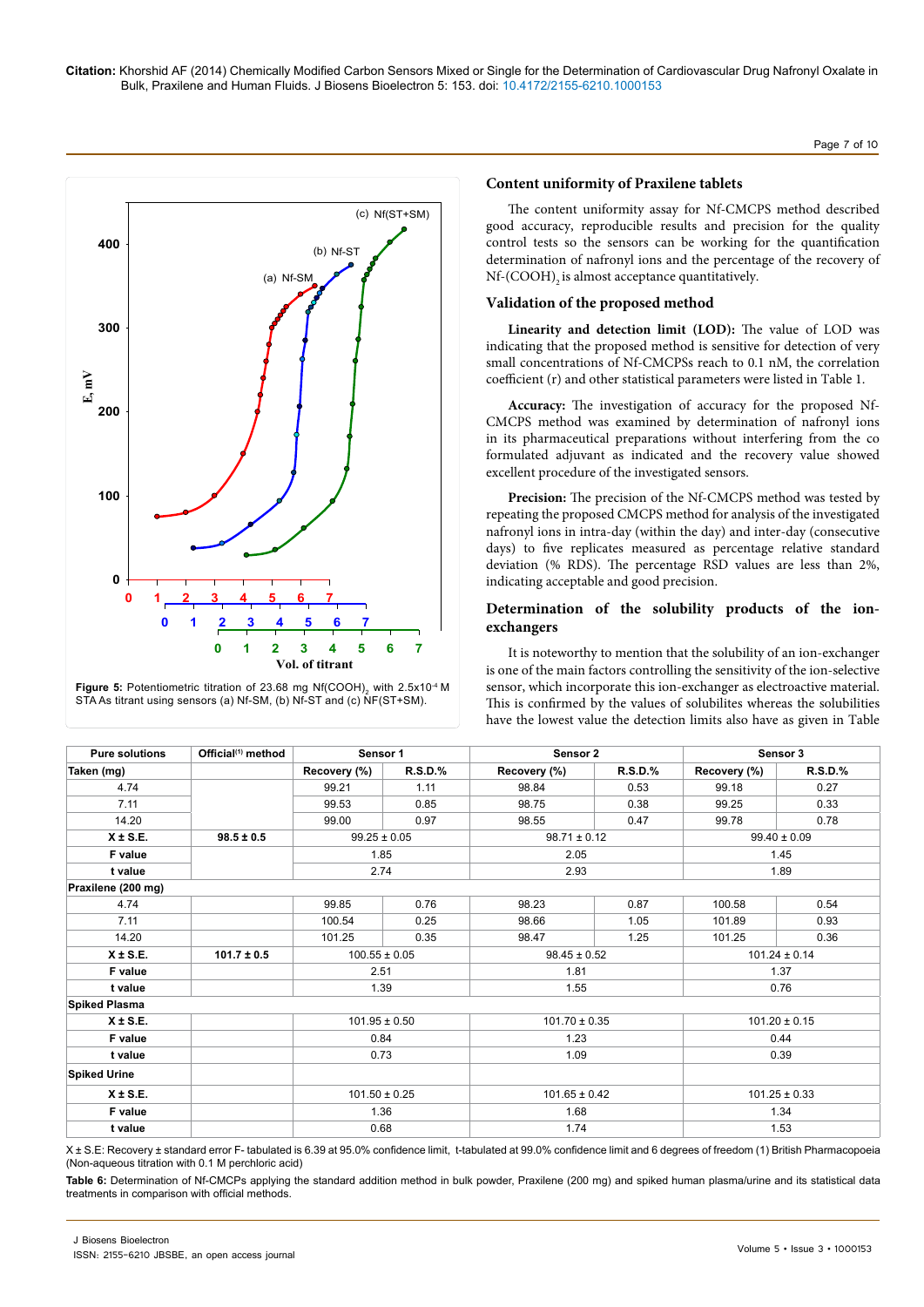Figure 5: Potentiometric titration of 23.68 mg $Nf(COOH)_2$ with $2.5 \times 10^{-4}$ M STA As titrant using sensors (a) Nf-SM, (b) Nf-ST and (c) NF(ST+SM).

### Content uniformity of Praxilene tablets

The content uniformity assay for Nf-CMCPS method described good accuracy, reproducible results and precision for the quality control tests so the sensors can be working for the quantification determination of nafronyl ions and the percentage of the recovery of $Nf\text{-}(COOH)_2$ is almost acceptance quantitatively.

### Validation of the proposed method

**Linearity and detection limit (LOD):** The value of LOD was indicating that the proposed method is sensitive for detection of very small concentrations of Nf-CMCPSs reach to 0.1 nM, the correlation coefficient (r) and other statistical parameters were listed in Table 1.

**Accuracy:** The investigation of accuracy for the proposed Nf-CMCPS method was examined by determination of nafronyl ions in its pharmaceutical preparations without interfering from the co formulated adjuvant as indicated and the recovery value showed excellent procedure of the investigated sensors.

**Precision:** The precision of the Nf-CMCPS method was tested by repeating the proposed CMCPS method for analysis of the investigated nafronyl ions in intra-day (within the day) and inter-day (consecutive days) to five replicates measured as percentage relative standard deviation (% RDS). The percentage RSD values are less than 2%, indicating acceptable and good precision.

### Determination of the solubility products of the ion-exchangers

It is noteworthy to mention that the solubility of an ion-exchanger is one of the main factors controlling the sensitivity of the ion-selective sensor, which incorporate this ion-exchanger as electroactive material. This is confirmed by the values of solubilites whereas the solubilities have the lowest value the detection limits also have as given in Table

| Pure solutions | Official[1] method | Sensor 1 | | Sensor 2 | | Sensor 3 | |
|---|---|---|---|---|---|---|---|
| Taken (mg) | | Recovery (%) | R.S.D.% | Recovery (%) | R.S.D.% | Recovery (%) | R.S.D.% |
| 4.74 | | 99.21 | 1.11 | 98.84 | 0.53 | 99.18 | 0.27 |
| 7.11 | | 99.53 | 0.85 | 98.75 | 0.38 | 99.25 | 0.33 |
| 14.20 | | 99.00 | 0.97 | 98.55 | 0.47 | 99.78 | 0.78 |
| X ± S.E. | 98.5 ± 0.5 | 99.25 ± 0.05 | | 98.71 ± 0.12 | | 99.40 ± 0.09 | |
| F value | | 1.85 | | 2.05 | | 1.45 | |
| t value | | 2.74 | | 2.93 | | 1.89 | |
| Praxilene (200 mg) | | | | | | | |
| 4.74 | | 99.85 | 0.76 | 98.23 | 0.87 | 100.58 | 0.54 |
| 7.11 | | 100.54 | 0.25 | 98.66 | 1.05 | 101.89 | 0.93 |
| 14.20 | | 101.25 | 0.35 | 98.47 | 1.25 | 101.25 | 0.36 |
| X ± S.E. | 101.7 ± 0.5 | 100.55 ± 0.05 | | 98.45 ± 0.52 | | 101.24 ± 0.14 | |
| F value | | 2.51 | | 1.81 | | 1.37 | |
| t value | | 1.39 | | 1.55 | | 0.76 | |
| Spiked Plasma | | | | | | | |
| X ± S.E. | | 101.95 ± 0.50 | | 101.70 ± 0.35 | | 101.20 ± 0.15 | |
| F value | | 0.84 | | 1.23 | | 0.44 | |
| t value | | 0.73 | | 1.09 | | 0.39 | |
| Spiked Urine | | | | | | | |
| X ± S.E. | | 101.50 ± 0.25 | | 101.65 ± 0.42 | | 101.25 ± 0.33 | |
| F value | | 1.36 | | 1.68 | | 1.34 | |
| t value | | 0.68 | | 1.74 | | 1.53 | |

X ± S.E: Recovery ± standard error F- tabulated is 6.39 at 95.0% confidence limit, t-tabulated at 99.0% confidence limit and 6 degrees of freedom (1) British Pharmacopoeia (Non-aqueous titration with 0.1 M perchloric acid)

**Table 6:** Determination of Nf-CMCPs applying the standard addition method in bulk powder, Praxilene (200 mg) and spiked human plasma/urine and its statistical data treatments in comparison with official methods.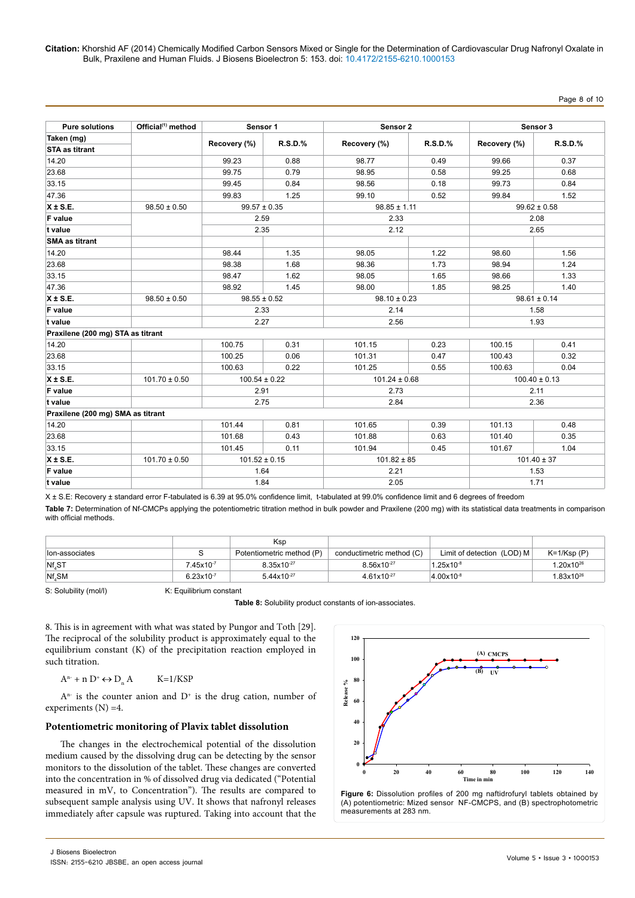| Pure solutions | Official[1] method | Sensor 1 | | Sensor 2 | | Sensor 3 | |
|---|---|---|---|---|---|---|---|
| Taken (mg) | | Recovery (%) | R.S.D.% | Recovery (%) | R.S.D.% | Recovery (%) | R.S.D.% |
| STA as titrant | | | | | | | |
| 14.20 | | 99.23 | 0.88 | 98.77 | 0.49 | 99.66 | 0.37 |
| 23.68 | | 99.75 | 0.79 | 98.95 | 0.58 | 99.25 | 0.68 |
| 33.15 | | 99.45 | 0.84 | 98.56 | 0.18 | 99.73 | 0.84 |
| 47.36 | | 99.83 | 1.25 | 99.10 | 0.52 | 99.84 | 1.52 |
| X ± S.E. | 98.50 ± 0.50 | 99.57 ± 0.35 | | 98.85 ± 1.11 | | 99.62 ± 0.58 | |
| F value | | 2.59 | | 2.33 | | 2.08 | |
| t value | | 2.35 | | 2.12 | | 2.65 | |
| SMA as titrant | | | | | | | |
| 14.20 | | 98.44 | 1.35 | 98.05 | 1.22 | 98.60 | 1.56 |
| 23.68 | | 98.38 | 1.68 | 98.36 | 1.73 | 98.94 | 1.24 |
| 33.15 | | 98.47 | 1.62 | 98.05 | 1.65 | 98.66 | 1.33 |
| 47.36 | | 98.92 | 1.45 | 98.00 | 1.85 | 98.25 | 1.40 |
| X ± S.E. | 98.50 ± 0.50 | 98.55 ± 0.52 | | 98.10 ± 0.23 | | 98.61 ± 0.14 | |
| F value | | 2.33 | | 2.14 | | 1.58 | |
| t value | | 2.27 | | 2.56 | | 1.93 | |
| Praxilene (200 mg) STA as titrant | | | | | | | |
| 14.20 | | 100.75 | 0.31 | 101.15 | 0.23 | 100.15 | 0.41 |
| 23.68 | | 100.25 | 0.06 | 101.31 | 0.47 | 100.43 | 0.32 |
| 33.15 | | 100.63 | 0.22 | 101.25 | 0.55 | 100.63 | 0.04 |
| X ± S.E. | 101.70 ± 0.50 | 100.54 ± 0.22 | | 101.24 ± 0.68 | | 100.40 ± 0.13 | |
| F value | | 2.91 | | 2.73 | | 2.11 | |
| t value | | 2.75 | | 2.84 | | 2.36 | |
| Praxilene (200 mg) SMA as titrant | | | | | | | |
| 14.20 | | 101.44 | 0.81 | 101.65 | 0.39 | 101.13 | 0.48 |
| 23.68 | | 101.68 | 0.43 | 101.88 | 0.63 | 101.40 | 0.35 |
| 33.15 | | 101.45 | 0.11 | 101.94 | 0.45 | 101.67 | 1.04 |
| X ± S.E. | 101.70 ± 0.50 | 101.52 ± 0.15 | | 101.82 ± 85 | | 101.40 ± 37 | |
| F value | | 1.64 | | 2.21 | | 1.53 | |
| t value | | 1.84 | | 2.05 | | 1.71 | |

X ± S.E: Recovery ± standard error F-tabulated is 6.39 at 95.0% confidence limit, t-tabulated at 99.0% confidence limit and 6 degrees of freedom

**Table 7:** Determination of Nf-CMCPs applying the potentiometric titration method in bulk powder and Praxilene (200 mg) with its statistical data treatments in comparison with official methods.

| | | Ksp | | | |
|---|---|---|---|---|---|
| Ion-associates | S | Potentiometric method (P) | conductimetric method (C) | Limit of detection (LOD) M | K=1/Ksp (P) |
| $Nf_4ST$ | $7.45x10^{-7}$ | $8.35x10^{-27}$ | $8.56x10^{-27}$ | $1.25x10^{-8}$ | $1.20x10^{26}$ |
| $Nf_4SM$ | $6.23x10^{-7}$ | $5.44x10^{-27}$ | $4.61x10^{-27}$ | $4.00x10^{-8}$ | $1.83x10^{26}$ |

S: Solubility (mol/l) K: Equilibrium constant

**Table 8:** Solubility product constants of ion-associates.

8. This is in agreement with what was stated by Pungor and Toth [29]. The reciprocal of the solubility product is approximately equal to the equilibrium constant (K) of the precipitation reaction employed in such titration.

$$A^{n-} + n\,D^{+} \leftrightarrow D_n\,A \qquad K=1/KSP$$

$A^{n-}$ is the counter anion and $D^{+}$ is the drug cation, number of experiments (N) =4.

### Potentiometric monitoring of Plavix tablet dissolution

The changes in the electrochemical potential of the dissolution medium caused by the dissolving drug can be detecting by the sensor monitors to the dissolution of the tablet. These changes are converted into the concentration in % of dissolved drug via dedicated ("Potential measured in mV, to Concentration"). The results are compared to subsequent sample analysis using UV. It shows that nafronyl releases immediately after capsule was ruptured. Taking into account that the

**Figure 6:** Dissolution profiles of 200 mg naftidrofuryl tablets obtained by (A) potentiometric: Mized sensor NF-CMCPS, and (B) spectrophotometric measurements at 283 nm.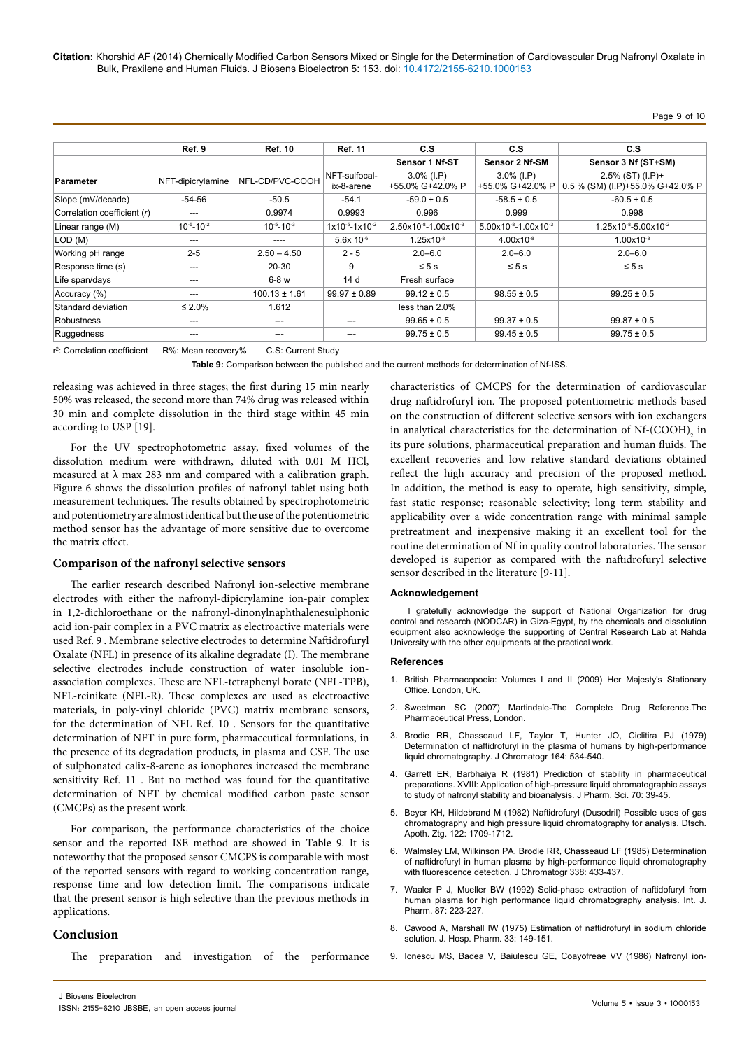| | Ref. 9 | Ref. 10 | Ref. 11 | C.S | C.S | C.S |
|---|---|---|---|---|---|---|
| | | | | Sensor 1 Nf-ST | Sensor 2 Nf-SM | Sensor 3 Nf (ST+SM) |
| Parameter | NFT-dipicrylamine | NFL-CD/PVC-COOH | NFT-sulfocal-ix-8-arene | 3.0% (I.P) +55.0% G+42.0% P | 3.0% (I.P) +55.0% G+42.0% P | 2.5% (ST) (I.P)+ 0.5 % (SM) (I.P)+55.0% G+42.0% P |
| Slope (mV/decade) | -54-56 | -50.5 | -54.1 | -59.0 ± 0.5 | -58.5 ± 0.5 | -60.5 ± 0.5 |
| Correlation coefficient (*r*) | --- | 0.9974 | 0.9993 | 0.996 | 0.999 | 0.998 |
| Linear range (M) | $10^{-5}$-$10^{-2}$ | $10^{-5}$-$10^{-3}$ | $1\times10^{-5}$-$1\times10^{-2}$ | $2.50\times10^{-8}$-$1.00\times10^{-3}$ | $5.00\times10^{-8}$-$1.00\times10^{-3}$ | $1.25\times10^{-8}$-$5.00\times10^{-2}$ |
| LOD (M) | --- | ---- | $5.6\times 10^{-6}$ | $1.25\times10^{-8}$ | $4.00\times10^{-8}$ | $1.00\times10^{-8}$ |
| Working pH range | 2-5 | 2.50 – 4.50 | 2 - 5 | 2.0–6.0 | 2.0–6.0 | 2.0–6.0 |
| Response time (s) | --- | 20-30 | 9 | ≤ 5 s | ≤ 5 s | ≤ 5 s |
| Life span/days | --- | 6-8 w | 14 d | Fresh surface | | |
| Accuracy (%) | --- | 100.13 ± 1.61 | 99.97 ± 0.89 | 99.12 ± 0.5 | 98.55 ± 0.5 | 99.25 ± 0.5 |
| Standard deviation | ≤ 2.0% | 1.612 | | less than 2.0% | | |
| Robustness | --- | --- | --- | 99.65 ± 0.5 | 99.37 ± 0.5 | 99.87 ± 0.5 |
| Ruggedness | --- | --- | --- | 99.75 ± 0.5 | 99.45 ± 0.5 | 99.75 ± 0.5 |

$r^2$: Correlation coefficient R%: Mean recovery% C.S: Current Study

**Table 9:** Comparison between the published and the current methods for determination of Nf-ISS.

releasing was achieved in three stages; the first during 15 min nearly 50% was released, the second more than 74% drug was released within 30 min and complete dissolution in the third stage within 45 min according to USP [19].

For the UV spectrophotometric assay, fixed volumes of the dissolution medium were withdrawn, diluted with 0.01 M HCl, measured at λ max 283 nm and compared with a calibration graph. Figure 6 shows the dissolution profiles of nafronyl tablet using both measurement techniques. The results obtained by spectrophotometric and potentiometry are almost identical but the use of the potentiometric method sensor has the advantage of more sensitive due to overcome the matrix effect.

### Comparison of the nafronyl selective sensors

The earlier research described Nafronyl ion-selective membrane electrodes with either the nafronyl-dipicrylamine ion-pair complex in 1,2-dichloroethane or the nafronyl-dinonylnaphthalenesulphonic acid ion-pair complex in a PVC matrix as electroactive materials were used Ref. 9 . Membrane selective electrodes to determine Naftidrofuryl Oxalate (NFL) in presence of its alkaline degradate (I). The membrane selective electrodes include construction of water insoluble ion-association complexes. These are NFL-tetraphenyl borate (NFL-TPB), NFL-reinikate (NFL-R). These complexes are used as electroactive materials, in poly-vinyl chloride (PVC) matrix membrane sensors, for the determination of NFL Ref. 10 . Sensors for the quantitative determination of NFT in pure form, pharmaceutical formulations, in the presence of its degradation products, in plasma and CSF. The use of sulphonated calix-8-arene as ionophores increased the membrane sensitivity Ref. 11 . But no method was found for the quantitative determination of NFT by chemical modified carbon paste sensor (CMCPs) as the present work.

For comparison, the performance characteristics of the choice sensor and the reported ISE method are showed in Table 9. It is noteworthy that the proposed sensor CMCPS is comparable with most of the reported sensors with regard to working concentration range, response time and low detection limit. The comparisons indicate that the present sensor is high selective than the previous methods in applications.

## Conclusion

The preparation and investigation of the performance characteristics of CMCPS for the determination of cardiovascular drug naftidrofuryl ion. The proposed potentiometric methods based on the construction of different selective sensors with ion exchangers in analytical characteristics for the determination of Nf-$(COOH)_2$ in its pure solutions, pharmaceutical preparation and human fluids. The excellent recoveries and low relative standard deviations obtained reflect the high accuracy and precision of the proposed method. In addition, the method is easy to operate, high sensitivity, simple, fast static response; reasonable selectivity; long term stability and applicability over a wide concentration range with minimal sample pretreatment and inexpensive making it an excellent tool for the routine determination of Nf in quality control laboratories. The sensor developed is superior as compared with the naftidrofuryl selective sensor described in the literature [9-11].

### Acknowledgement

I gratefully acknowledge the support of National Organization for drug control and research (NODCAR) in Giza-Egypt, by the chemicals and dissolution equipment also acknowledge the supporting of Central Research Lab at Nahda University with the other equipments at the practical work.

### References

1. British Pharmacopoeia: Volumes I and II (2009) Her Majesty's Stationary Office. London, UK.
2. Sweetman SC (2007) Martindale-The Complete Drug Reference.The Pharmaceutical Press, London.
3. Brodie RR, Chasseaud LF, Taylor T, Hunter JO, Ciclitira PJ (1979) Determination of naftidrofuryl in the plasma of humans by high-performance liquid chromatography. J Chromatogr 164: 534-540.
4. Garrett ER, Barbhaiya R (1981) Prediction of stability in pharmaceutical preparations. XVIII: Application of high-pressure liquid chromatographic assays to study of nafronyl stability and bioanalysis. J Pharm. Sci. 70: 39-45.
5. Beyer KH, Hildebrand M (1982) Naftidrofuryl (Dusodril) Possible uses of gas chromatography and high pressure liquid chromatography for analysis. Dtsch. Apoth. Ztg. 122: 1709-1712.
6. Walmsley LM, Wilkinson PA, Brodie RR, Chasseaud LF (1985) Determination of naftidrofuryl in human plasma by high-performance liquid chromatography with fluorescence detection. J Chromatogr 338: 433-437.
7. Waaler P J, Mueller BW (1992) Solid-phase extraction of naftidofuryl from human plasma for high performance liquid chromatography analysis. Int. J. Pharm. 87: 223-227.
8. Cawood A, Marshall IW (1975) Estimation of naftidrofuryl in sodium chloride solution. J. Hosp. Pharm. 33: 149-151.
9. Ionescu MS, Badea V, Baiulescu GE, Coayofreae VV (1986) Nafronyl ion-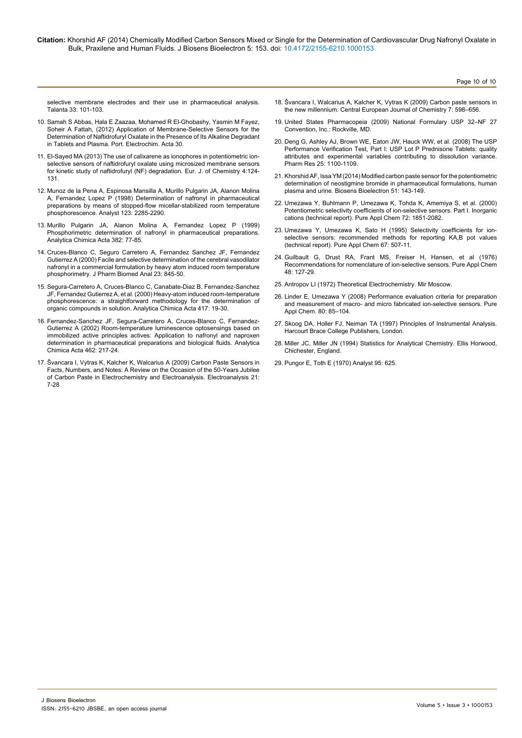selective membrane electrodes and their use in pharmaceutical analysis. Talanta 33: 101-103.

10. Samah S Abbas, Hala E Zaazaa, Mohamed R El-Ghobashy, Yasmin M Fayez, Soheir A Fattah, (2012) Application of Membrane-Selective Sensors for the Determination of Naftidrofuryl Oxalate in the Presence of Its Alkaline Degradant in Tablets and Plasma. Port. Electrochim. Acta 30.

11. El-Sayed MA (2013) The use of calixarene as ionophores in potentiometric ion-selective sensors of naftidrofuryl oxalate using microsized membrane sensors for kinetic study of naftidrofuryl (NF) degradation. Eur. J. of Chemistry 4:124-131.

12. Munoz de la Pena A, Espinosa Mansilla A, Murillo Pulgarin JA, Alanon Molina A, Fernandez Lopez P (1998) Determination of nafronyl in pharmaceutical preparations by means of stopped-flow micellar-stabilized room temperature phosphorescence. Analyst 123: 2285-2290.

13. Murillo Pulgarin JA, Alanon Molina A, Fernandez Lopez P (1999) Phosphorimetric determination of nafronyl in pharmaceutical preparations. Analytica Chimica Acta 382: 77-85.

14. Cruces-Blanco C, Seguro Carretero A, Fernandez Sanchez JF, Fernandez Gutierrez A (2000) Facile and selective determination of the cerebral vasodilator nafronyl in a commercial formulation by heavy atom induced room temperature phosphorimetry. J Pharm Biomed Anal 23: 845-50.

15. Segura-Carretero A, Cruces-Blanco C, Canabate-Diaz B, Fernandez-Sanchez JF, Fernandez Gutierrez A, et al. (2000) Heavy-atom induced room-temperature phosphorescence: a straightforward methodology for the determination of organic compounds in solution. Analytica Chimica Acta 417: 19-30.

16. Fernandez-Sanchez JF, Segura-Carretero A, Cruces-Blanco C, Fernandez-Gutierrez A (2002) Room-temperature luminescence optosensings based on immobilized active principles actives: Application to nafronyl and naproxen determination in pharmaceutical preparations and biological fluids. Analytica Chimica Acta 462: 217-24.

17. Švancara I, Vytras K, Kalcher K, Walcarius A (2009) Carbon Paste Sensors in Facts, Numbers, and Notes: A Review on the Occasion of the 50-Years Jubilee of Carbon Paste in Electrochemistry and Electroanalysis. Electroanalysis 21: 7-28

18. Švancara I, Walcarius A, Kalcher K, Vytras K (2009) Carbon paste sensors in the new millennium. Central European Journal of Chemistry 7: 598–656.

19. United States Pharmacopeia (2009) National Formulary USP 32–NF 27 Convention, Inc.: Rockville, MD.

20. Deng G, Ashley AJ, Brown WE, Eaton JW, Hauck WW, et al. (2008) The USP Performance Verification Test, Part I: USP Lot P Prednisone Tablets: quality attributes and experimental variables contributing to dissolution variance. Pharm Res 25: 1100-1109.

21. Khorshid AF, Issa YM (2014) Modified carbon paste sensor for the potentiometric determination of neostigmine bromide in pharmaceutical formulations, human plasma and urine. Biosens Bioelectron 51: 143-149.

22. Umezawa Y, Buhlmann P, Umezawa K, Tohda K, Amemiya S, et al. (2000) Potentiometric selectivity coefficients of ion-selective sensors. Part I. Inorganic cations (technical report). Pure Appl Chem 72: 1851-2082.

23. Umezawa Y, Umezawa K, Sato H (1995) Selectivity coefficients for ion-selective sensors: recommended methods for reporting KA,B pot values (technical report). Pure Appl Chem 67: 507-11.

24. Guilbault G, Drust RA, Frant MS, Freiser H, Hansen, et al (1976) Recommendations for nomenclature of ion-selective sensors. Pure Appl Chem 48: 127-29.

25. Antropov LI (1972) Theoretical Electrochemistry. Mir Moscow.

26. Linder E, Umezawa Y (2008) Performance evaluation criteria for preparation and measurement of macro- and micro fabricated ion-selective sensors. Pure Appl Chem. 80: 85–104.

27. Skoog DA, Holler FJ, Neiman TA (1997) Principles of Instrumental Analysis. Harcourt Brace College Publishers, London.

28. Miller JC, Miller JN (1994) Statistics for Analytical Chemistry. Ellis Horwood, Chichester, England.

29. Pungor E, Toth E (1970) Analyst 95: 625.